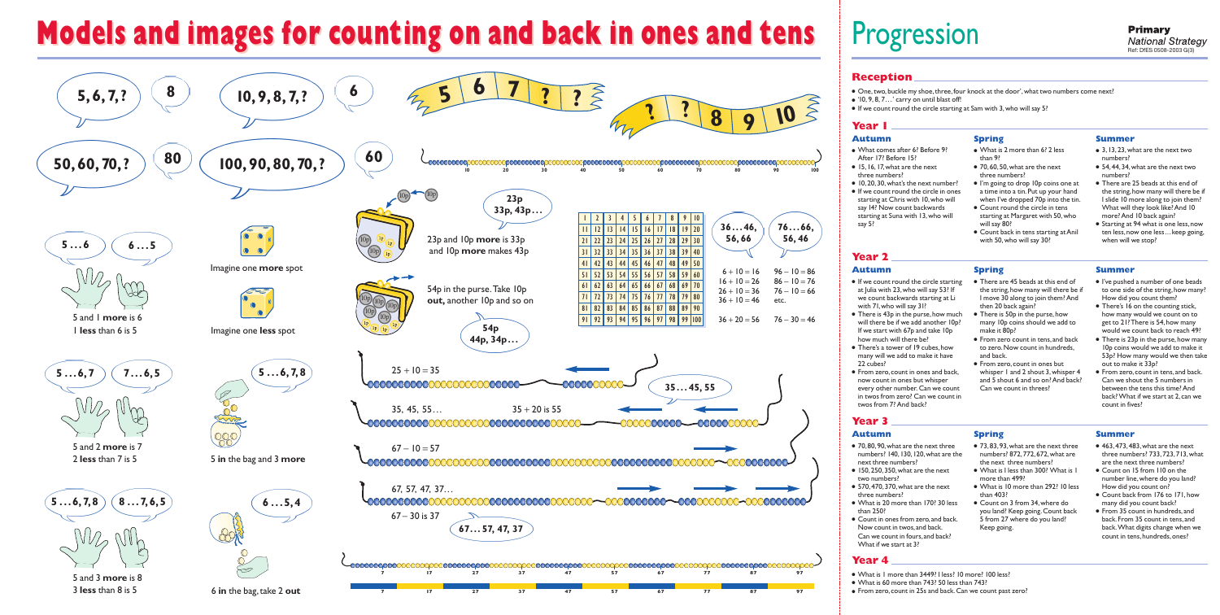# Models and images for counting on and back in ones and tens

5, 6, 7, ? — 8

10, 9, 8, 7, ? — 6

50, 60, 70, ? — 80

100, 90, 80, 70, ? — 60

5 6 7 ? ?

? ? 8 9 10

5 … 6 — 6 … 5

5 and 1 **more** is 6
1 **less** than 6 is 5

Imagine one **more** spot

Imagine one **less** spot

5 … 6, 7 — 7 … 6, 5

5 and 2 **more** is 7
2 **less** than 7 is 5

5 … 6, 7, 8

5 **in** the bag and 3 **more**

5 … 6, 7, 8 — 8 … 7, 6, 5

5 and 3 **more** is 8
3 **less** than 8 is 5

6 … 5, 4

6 **in** the bag, take 2 **out**

23p and 10p **more** is 33p and 10p **more** makes 43p

23p 33p, 43p…

54p in the purse. Take 10p **out**, another 10p and so on

54p 44p, 34p…

| 1 | 2 | 3 | 4 | 5 | 6 | 7 | 8 | 9 | 10 |
|---|---|---|---|---|---|---|---|---|---|
| 11 | 12 | 13 | 14 | 15 | 16 | 17 | 18 | 19 | 20 |
| 21 | 22 | 23 | 24 | 25 | 26 | 27 | 28 | 29 | 30 |
| 31 | 32 | 33 | 34 | 35 | 36 | 37 | 38 | 39 | 40 |
| 41 | 42 | 43 | 44 | 45 | 46 | 47 | 48 | 49 | 50 |
| 51 | 52 | 53 | 54 | 55 | 56 | 57 | 58 | 59 | 60 |
| 61 | 62 | 63 | 64 | 65 | 66 | 67 | 68 | 69 | 70 |
| 71 | 72 | 73 | 74 | 75 | 76 | 77 | 78 | 79 | 80 |
| 81 | 82 | 83 | 84 | 85 | 86 | 87 | 88 | 89 | 90 |
| 91 | 92 | 93 | 94 | 95 | 96 | 97 | 98 | 99 | 100 |

36 … 46, 56, 66

76 … 66, 56, 46

$6 + 10 = 16$
$16 + 10 = 26$
$26 + 10 = 36$
$36 + 10 = 46$

$36 + 20 = 56$

$96 - 10 = 86$
$86 - 10 = 76$
$76 - 10 = 66$
etc.

$76 - 30 = 46$

$25 + 10 = 35$

35 … 45, 55

35, 45, 55…  $35 + 20$ is 55

$67 - 10 = 57$

67, 57, 47, 37…

$67 - 30$ is 37

67 … 57, 47, 37

# Progression

Primary National Strategy
Ref: DfES 0508-2003 G(3)

## Reception

- One, two, buckle my shoe, three, four knock at the door', what two numbers come next?
- '10, 9, 8, 7…' carry on until blast off!
- If we count round the circle starting at Sam with 3, who will say 5?

## Year 1

### Autumn

- What comes after 6? Before 9? After 17? Before 15?
- 15, 16, 17, what are the next three numbers?
- 10, 20, 30, what's the next number?
- If we count round the circle in ones starting at Chris with 10, who will say 14? Now count backwards starting at Suna with 13, who will say 5?

### Spring

- What is 2 more than 6? 2 less than 9?
- 70, 60, 50, what are the next three numbers?
- I'm going to drop 10p coins one at a time into a tin. Put up your hand when I've dropped 70p into the tin.
- Count round the circle in tens starting at Margaret with 50, who will say 80?
- Count back in tens starting at Anil with 50, who will say 30?

### Summer

- 3, 13, 23, what are the next two numbers?
- 54, 44, 34, what are the next two numbers?
- There are 25 beads at this end of the string, how many will there be if I slide 10 more along to join them? What will they look like? And 10 more? And 10 back again?
- Starting at 94 what is one less, now ten less, now one less… keep going, when will we stop?

## Year 2

### Autumn

- If we count round the circle starting at Julia with 23, who will say 53? If we count backwards starting at Li with 71, who will say 31?
- There is 43p in the purse, how much will there be if we add another 10p? If we start with 67p and take 10p how much will there be?
- There's a tower of 19 cubes, how many will we add to make it have 22 cubes?
- From zero, count in ones and back, now count in ones but whisper every other number. Can we count in twos from zero? Can we count in twos from 7? And back?

### Spring

- There are 45 beads at this end of the string, how many will there be if I move 30 along to join them? And then 20 back again?
- There is 50p in the purse, how many 10p coins should we add to make it 80p?
- From zero count in tens, and back to zero. Now count in hundreds, and back.
- From zero, count in ones but whisper 1 and 2 shout 3, whisper 4 and 5 shout 6 and so on? And back? Can we count in threes?

### Summer

- I've pushed a number of one beads to one side of the string, how many? How did you count them?
- There's 16 on the counting stick, how many would we count on to get to 21? There is 54, how many would we count back to reach 49?
- There is 23p in the purse, how many 10p coins would we add to make it 53p? How many would we then take out to make it 33p?
- From zero, count in tens, and back. Can we shout the 5 numbers in between the tens this time? And back? What if we start at 2, can we count in fives?

## Year 3

### Autumn

- 70, 80, 90, what are the next three numbers? 140, 130, 120, what are the next three numbers?
- 150, 250, 350, what are the next two numbers?
- 570, 470, 370, what are the next three numbers?
- What is 20 more than 170? 30 less than 250?
- Count in ones from zero, and back. Now count in twos, and back. Can we count in fours, and back? What if we start at 3?

### Spring

- 73, 83, 93, what are the next three numbers? 872, 772, 672, what are the next three numbers?
- What is 1 less than 300? What is 1 more than 499?
- What is 10 more than 292? 10 less than 403?
- Count on 3 from 34, where do you land? Keep going. Count back 5 from 27 where do you land? Keep going.

### Summer

- 463, 473, 483, what are the next three numbers? 733, 723, 713, what are the next three numbers?
- Count on 15 from 110 on the number line, where do you land? How did you count on?
- Count back from 176 to 171, how many did you count back?
- From 35 count in hundreds, and back. From 35 count in tens, and back. What digits change when we count in tens, hundreds, ones?

## Year 4

- What is 1 more than 3449? 1 less? 10 more? 100 less?
- What is 60 more than 743? 50 less than 743?
- From zero, count in 25s and back. Can we count past zero?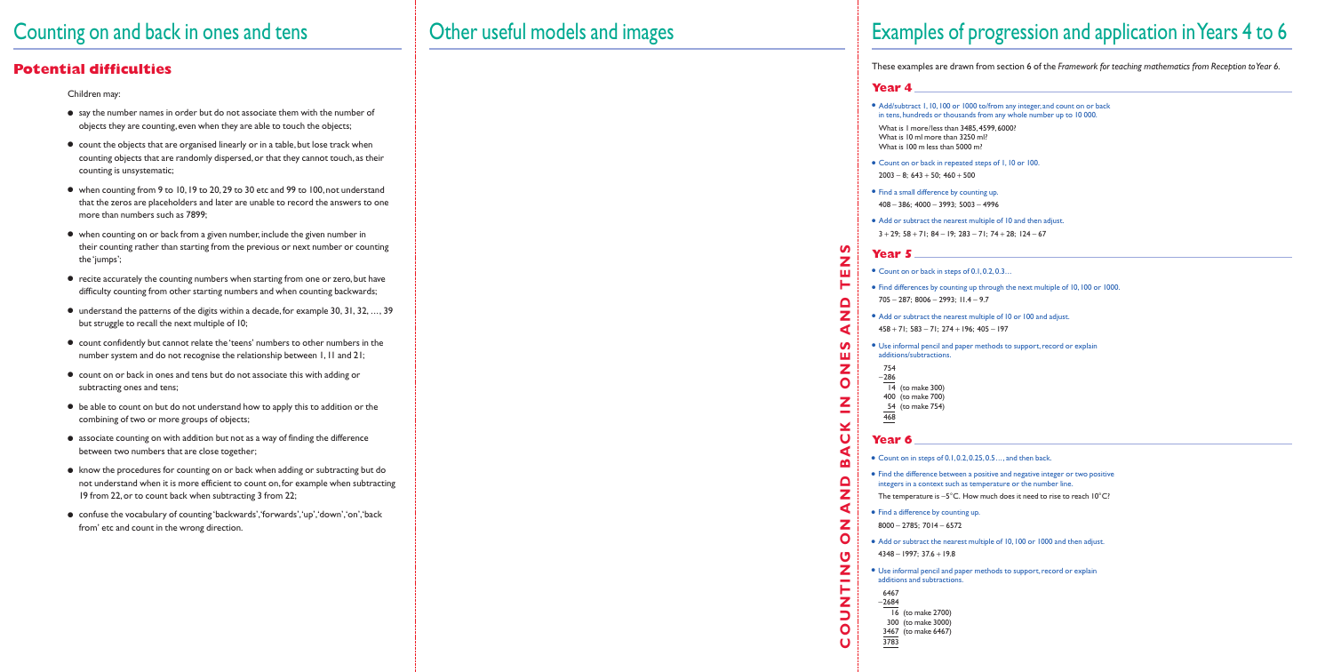# Counting on and back in ones and tens

## Potential difficulties

Children may:

- say the number names in order but do not associate them with the number of objects they are counting, even when they are able to touch the objects;
- count the objects that are organised linearly or in a table, but lose track when counting objects that are randomly dispersed, or that they cannot touch, as their counting is unsystematic;
- when counting from 9 to 10, 19 to 20, 29 to 30 etc and 99 to 100, not understand that the zeros are placeholders and later are unable to record the answers to one more than numbers such as 7899;
- when counting on or back from a given number, include the given number in their counting rather than starting from the previous or next number or counting the 'jumps';
- recite accurately the counting numbers when starting from one or zero, but have difficulty counting from other starting numbers and when counting backwards;
- understand the patterns of the digits within a decade, for example 30, 31, 32, …, 39 but struggle to recall the next multiple of 10;
- count confidently but cannot relate the 'teens' numbers to other numbers in the number system and do not recognise the relationship between 1, 11 and 21;
- count on or back in ones and tens but do not associate this with adding or subtracting ones and tens;
- be able to count on but do not understand how to apply this to addition or the combining of two or more groups of objects;
- associate counting on with addition but not as a way of finding the difference between two numbers that are close together;
- know the procedures for counting on or back when adding or subtracting but do not understand when it is more efficient to count on, for example when subtracting 19 from 22, or to count back when subtracting 3 from 22;
- confuse the vocabulary of counting 'backwards', 'forwards', 'up', 'down', 'on', 'back from' etc and count in the wrong direction.

# Other useful models and images

# Examples of progression and application in Years 4 to 6

These examples are drawn from section 6 of the *Framework for teaching mathematics from Reception to Year 6.*

## Year 4

- Add/subtract 1, 10, 100 or 1000 to/from any integer, and count on or back in tens, hundreds or thousands from any whole number up to 10 000.

  What is 1 more/less than 3485, 4599, 6000?
  What is 10 ml more than 3250 ml?
  What is 100 m less than 5000 m?

- Count on or back in repeated steps of 1, 10 or 100.

  2003 − 8; 643 + 50; 460 + 500

- Find a small difference by counting up.

  408 − 386; 4000 − 3993; 5003 − 4996

- Add or subtract the nearest multiple of 10 and then adjust.

  3 + 29; 58 + 71; 84 − 19; 283 − 71; 74 + 28; 124 − 67

## Year 5

- Count on or back in steps of 0.1, 0.2, 0.3…
- Find differences by counting up through the next multiple of 10, 100 or 1000.

  705 − 287; 8006 − 2993; 11.4 − 9.7

- Add or subtract the nearest multiple of 10 or 100 and adjust.

  458 + 71; 583 − 71; 274 + 196; 405 − 197

- Use informal pencil and paper methods to support, record or explain additions/subtractions.

```
  754
 −286
   14  (to make 300)
  400  (to make 700)
   54  (to make 754)
  468
```

## Year 6

- Count on in steps of 0.1, 0.2, 0.25, 0.5…, and then back.
- Find the difference between a positive and negative integer or two positive integers in a context such as temperature or the number line.

  The temperature is −5°C. How much does it need to rise to reach 10°C?

- Find a difference by counting up.

  8000 − 2785; 7014 − 6572

- Add or subtract the nearest multiple of 10, 100 or 1000 and then adjust.

  4348 − 1997; 37.6 + 19.8

- Use informal pencil and paper methods to support, record or explain additions and subtractions.

```
  6467
 −2684
    16  (to make 2700)
   300  (to make 3000)
  3467  (to make 6467)
  3783
```